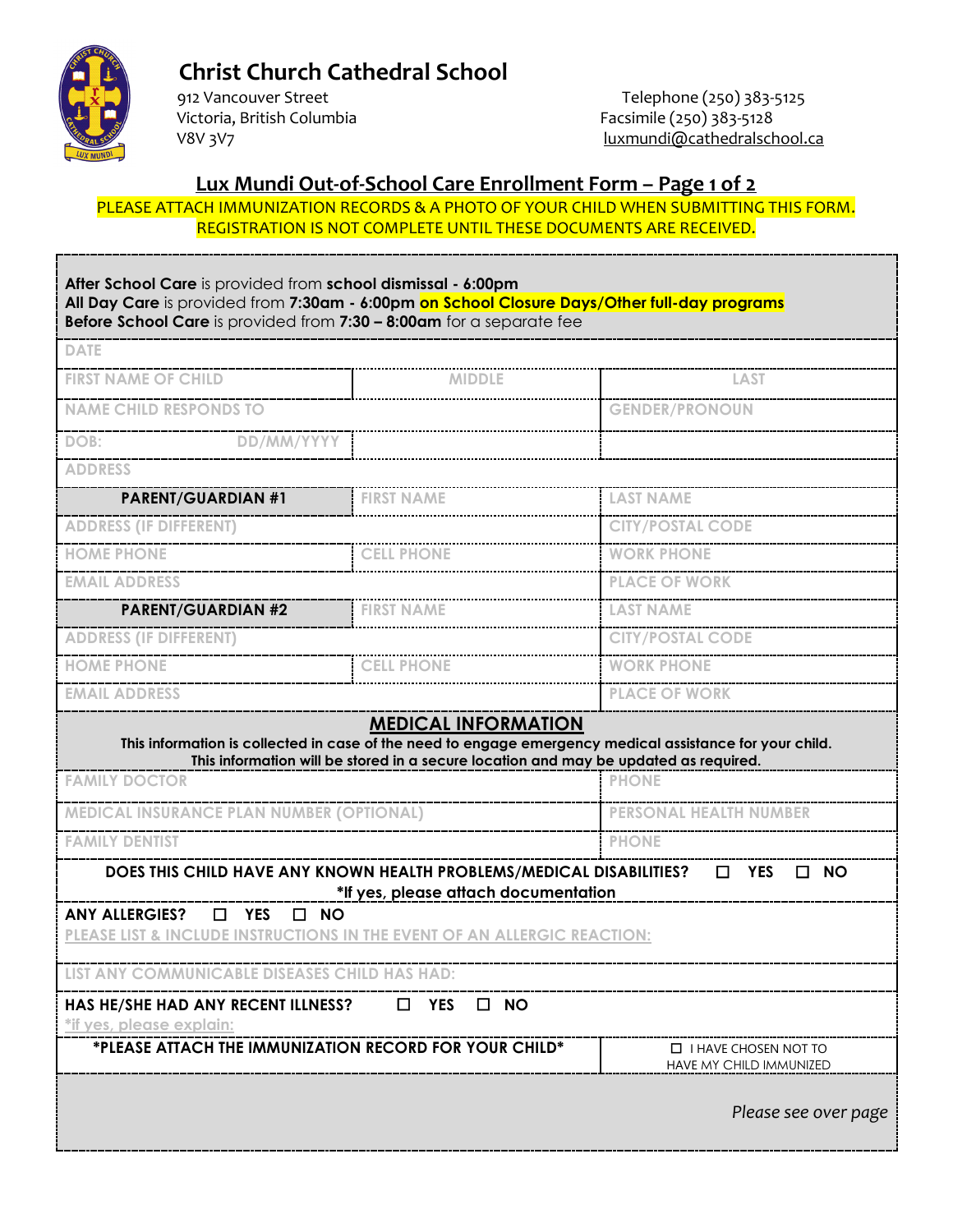# Christ Church Cathedral School

912 Vancouver Street
Victoria, British Columbia
V8V 3V7

Telephone (250) 383-5125
Facsimile (250) 383-5128
luxmundi@cathedralschool.ca

## Lux Mundi Out-of-School Care Enrollment Form – Page 1 of 2

PLEASE ATTACH IMMUNIZATION RECORDS & A PHOTO OF YOUR CHILD WHEN SUBMITTING THIS FORM. REGISTRATION IS NOT COMPLETE UNTIL THESE DOCUMENTS ARE RECEIVED.

**After School Care** is provided from **school dismissal - 6:00pm**
**All Day Care** is provided from **7:30am - 6:00pm on School Closure Days/Other full-day programs**
**Before School Care** is provided from **7:30 – 8:00am** for a separate fee

| DATE | | |
|---|---|---|
| FIRST NAME OF CHILD | MIDDLE | LAST |
| NAME CHILD RESPONDS TO | | GENDER/PRONOUN |
| DOB: DD/MM/YYYY | | |
| ADDRESS | | |
| **PARENT/GUARDIAN #1** | FIRST NAME | LAST NAME |
| ADDRESS (IF DIFFERENT) | | CITY/POSTAL CODE |
| HOME PHONE | CELL PHONE | WORK PHONE |
| EMAIL ADDRESS | | PLACE OF WORK |
| **PARENT/GUARDIAN #2** | FIRST NAME | LAST NAME |
| ADDRESS (IF DIFFERENT) | | CITY/POSTAL CODE |
| HOME PHONE | CELL PHONE | WORK PHONE |
| EMAIL ADDRESS | | PLACE OF WORK |

### MEDICAL INFORMATION

**This information is collected in case of the need to engage emergency medical assistance for your child. This information will be stored in a secure location and may be updated as required.**

| FAMILY DOCTOR | PHONE |
|---|---|
| MEDICAL INSURANCE PLAN NUMBER (OPTIONAL) | PERSONAL HEALTH NUMBER |
| FAMILY DENTIST | PHONE |

**DOES THIS CHILD HAVE ANY KNOWN HEALTH PROBLEMS/MEDICAL DISABILITIES?** ☐ **YES** ☐ **NO**
***If yes, please attach documentation**

**ANY ALLERGIES?** ☐ **YES** ☐ **NO**
PLEASE LIST & INCLUDE INSTRUCTIONS IN THE EVENT OF AN ALLERGIC REACTION:

LIST ANY COMMUNICABLE DISEASES CHILD HAS HAD:

**HAS HE/SHE HAD ANY RECENT ILLNESS?** ☐ **YES** ☐ **NO**
*if yes, please explain:

| ***PLEASE ATTACH THE IMMUNIZATION RECORD FOR YOUR CHILD*** | ☐ I HAVE CHOSEN NOT TO HAVE MY CHILD IMMUNIZED |
|---|---|

*Please see over page*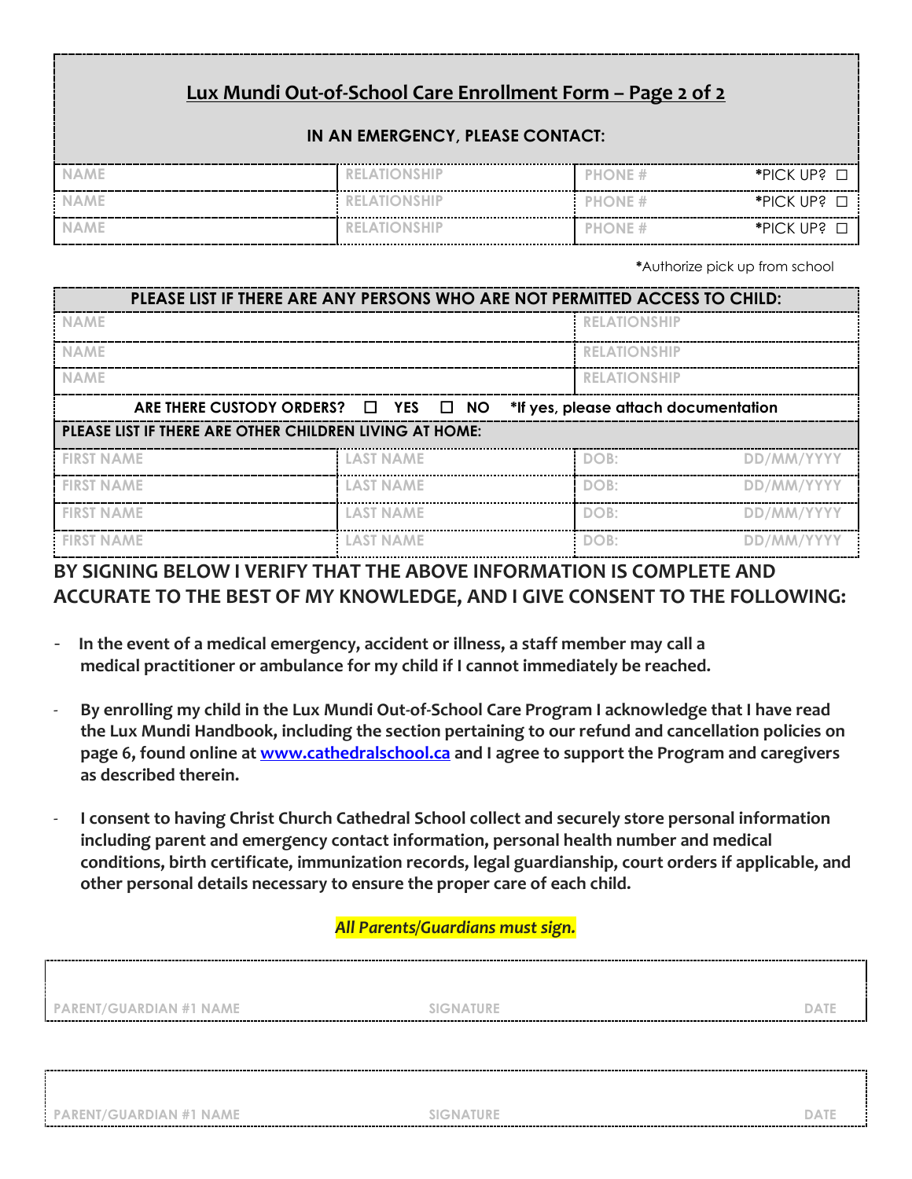## Lux Mundi Out-of-School Care Enrollment Form – Page 2 of 2

**IN AN EMERGENCY, PLEASE CONTACT:**

| | | | |
|---|---|---|---|
| NAME | RELATIONSHIP | PHONE # | *PICK UP? ☐ |
| NAME | RELATIONSHIP | PHONE # | *PICK UP? ☐ |
| NAME | RELATIONSHIP | PHONE # | *PICK UP? ☐ |

*Authorize pick up from school

**PLEASE LIST IF THERE ARE ANY PERSONS WHO ARE NOT PERMITTED ACCESS TO CHILD:**

| | |
|---|---|
| NAME | RELATIONSHIP |
| NAME | RELATIONSHIP |
| NAME | RELATIONSHIP |

**ARE THERE CUSTODY ORDERS? ☐ YES ☐ NO *If yes, please attach documentation**

**PLEASE LIST IF THERE ARE OTHER CHILDREN LIVING AT HOME:**

| | | | |
|---|---|---|---|
| FIRST NAME | LAST NAME | DOB: | DD/MM/YYYY |
| FIRST NAME | LAST NAME | DOB: | DD/MM/YYYY |
| FIRST NAME | LAST NAME | DOB: | DD/MM/YYYY |
| FIRST NAME | LAST NAME | DOB: | DD/MM/YYYY |

**BY SIGNING BELOW I VERIFY THAT THE ABOVE INFORMATION IS COMPLETE AND ACCURATE TO THE BEST OF MY KNOWLEDGE, AND I GIVE CONSENT TO THE FOLLOWING:**

- **In the event of a medical emergency, accident or illness, a staff member may call a medical practitioner or ambulance for my child if I cannot immediately be reached.**
- **By enrolling my child in the Lux Mundi Out-of-School Care Program I acknowledge that I have read the Lux Mundi Handbook, including the section pertaining to our refund and cancellation policies on page 6, found online at [www.cathedralschool.ca](http://www.cathedralschool.ca) and I agree to support the Program and caregivers as described therein.**
- **I consent to having Christ Church Cathedral School collect and securely store personal information including parent and emergency contact information, personal health number and medical conditions, birth certificate, immunization records, legal guardianship, court orders if applicable, and other personal details necessary to ensure the proper care of each child.**

***All Parents/Guardians must sign.***

| | | |
|---|---|---|
| PARENT/GUARDIAN #1 NAME | SIGNATURE | DATE |

| | | |
|---|---|---|
| PARENT/GUARDIAN #1 NAME | SIGNATURE | DATE |